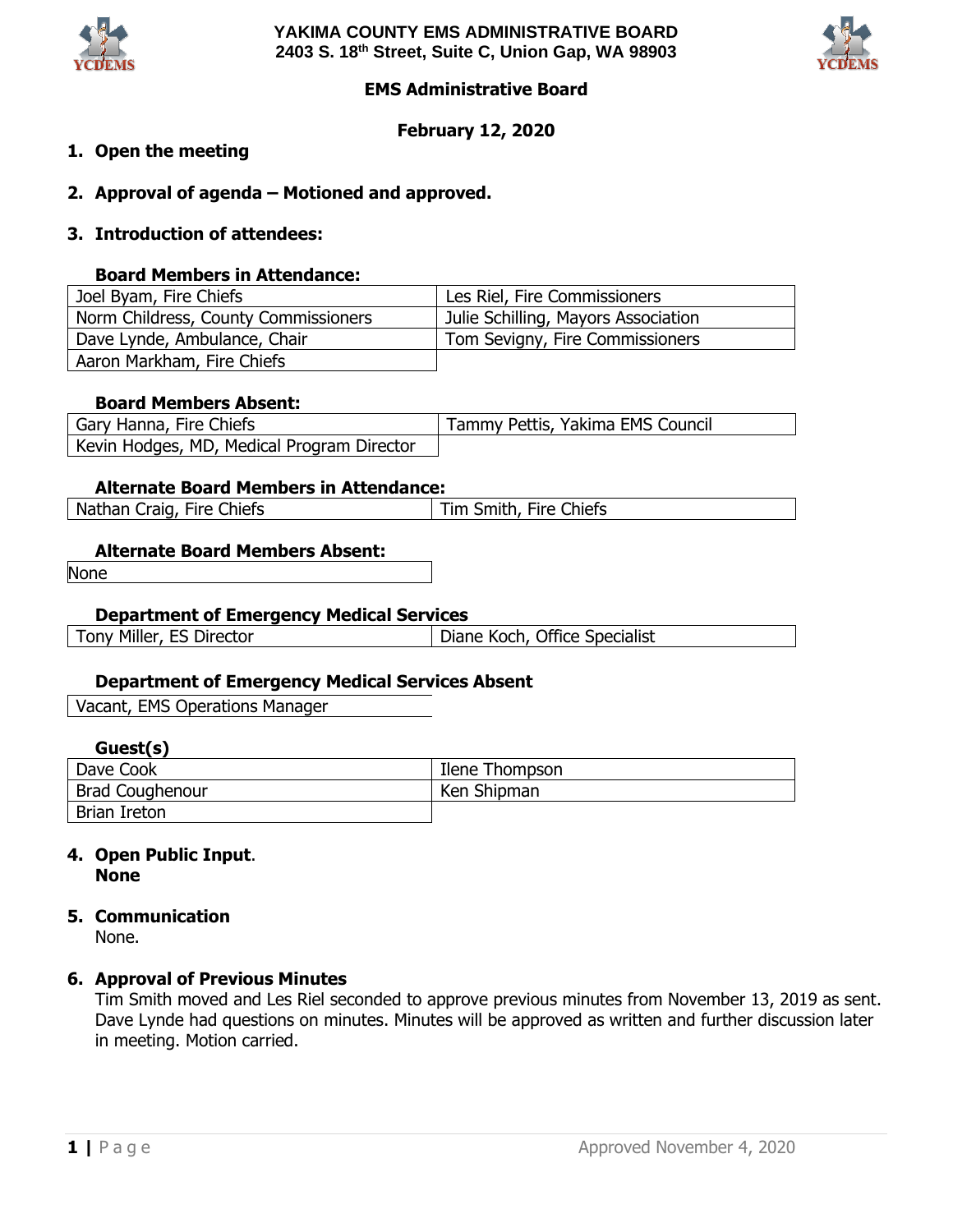**YAKIMA COUNTY EMS ADMINISTRATIVE BOARD**
**2403 S. 18th Street, Suite C, Union Gap, WA 98903**

## EMS Administrative Board

**February 12, 2020**

1. **Open the meeting**

2. **Approval of agenda – Motioned and approved.**

3. **Introduction of attendees:**

**Board Members in Attendance:**

| | |
|---|---|
| Joel Byam, Fire Chiefs | Les Riel, Fire Commissioners |
| Norm Childress, County Commissioners | Julie Schilling, Mayors Association |
| Dave Lynde, Ambulance, Chair | Tom Sevigny, Fire Commissioners |
| Aaron Markham, Fire Chiefs | |

**Board Members Absent:**

| | |
|---|---|
| Gary Hanna, Fire Chiefs | Tammy Pettis, Yakima EMS Council |
| Kevin Hodges, MD, Medical Program Director | |

**Alternate Board Members in Attendance:**

| | |
|---|---|
| Nathan Craig, Fire Chiefs | Tim Smith, Fire Chiefs |

**Alternate Board Members Absent:**

| |
|---|
| None |

**Department of Emergency Medical Services**

| | |
|---|---|
| Tony Miller, ES Director | Diane Koch, Office Specialist |

**Department of Emergency Medical Services Absent**

| |
|---|
| Vacant, EMS Operations Manager |

**Guest(s)**

| | |
|---|---|
| Dave Cook | Ilene Thompson |
| Brad Coughenour | Ken Shipman |
| Brian Ireton | |

4. **Open Public Input.**
   **None**

5. **Communication**
   None.

6. **Approval of Previous Minutes**
   Tim Smith moved and Les Riel seconded to approve previous minutes from November 13, 2019 as sent. Dave Lynde had questions on minutes. Minutes will be approved as written and further discussion later in meeting. Motion carried.

Approved November 4, 2020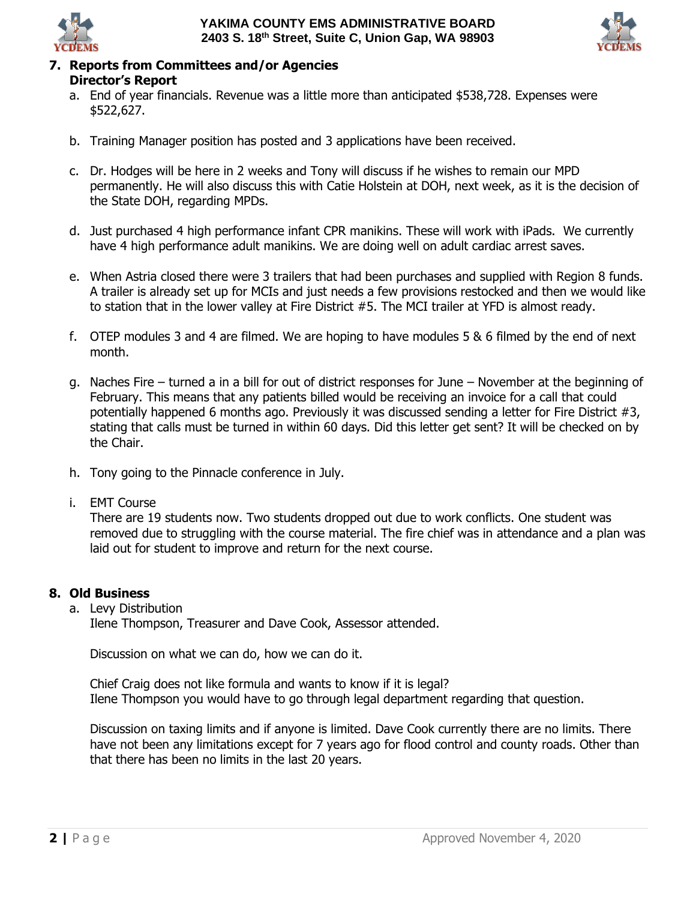**7. Reports from Committees and/or Agencies**
**Director's Report**

a. End of year financials. Revenue was a little more than anticipated $538,728. Expenses were $522,627.

b. Training Manager position has posted and 3 applications have been received.

c. Dr. Hodges will be here in 2 weeks and Tony will discuss if he wishes to remain our MPD permanently. He will also discuss this with Catie Holstein at DOH, next week, as it is the decision of the State DOH, regarding MPDs.

d. Just purchased 4 high performance infant CPR manikins. These will work with iPads. We currently have 4 high performance adult manikins. We are doing well on adult cardiac arrest saves.

e. When Astria closed there were 3 trailers that had been purchases and supplied with Region 8 funds. A trailer is already set up for MCIs and just needs a few provisions restocked and then we would like to station that in the lower valley at Fire District #5. The MCI trailer at YFD is almost ready.

f. OTEP modules 3 and 4 are filmed. We are hoping to have modules 5 & 6 filmed by the end of next month.

g. Naches Fire – turned a in a bill for out of district responses for June – November at the beginning of February. This means that any patients billed would be receiving an invoice for a call that could potentially happened 6 months ago. Previously it was discussed sending a letter for Fire District #3, stating that calls must be turned in within 60 days. Did this letter get sent? It will be checked on by the Chair.

h. Tony going to the Pinnacle conference in July.

i. EMT Course
There are 19 students now. Two students dropped out due to work conflicts. One student was removed due to struggling with the course material. The fire chief was in attendance and a plan was laid out for student to improve and return for the next course.

**8. Old Business**

a. Levy Distribution
Ilene Thompson, Treasurer and Dave Cook, Assessor attended.

Discussion on what we can do, how we can do it.

Chief Craig does not like formula and wants to know if it is legal?
Ilene Thompson you would have to go through legal department regarding that question.

Discussion on taxing limits and if anyone is limited. Dave Cook currently there are no limits. There have not been any limitations except for 7 years ago for flood control and county roads. Other than that there has been no limits in the last 20 years.

Approved November 4, 2020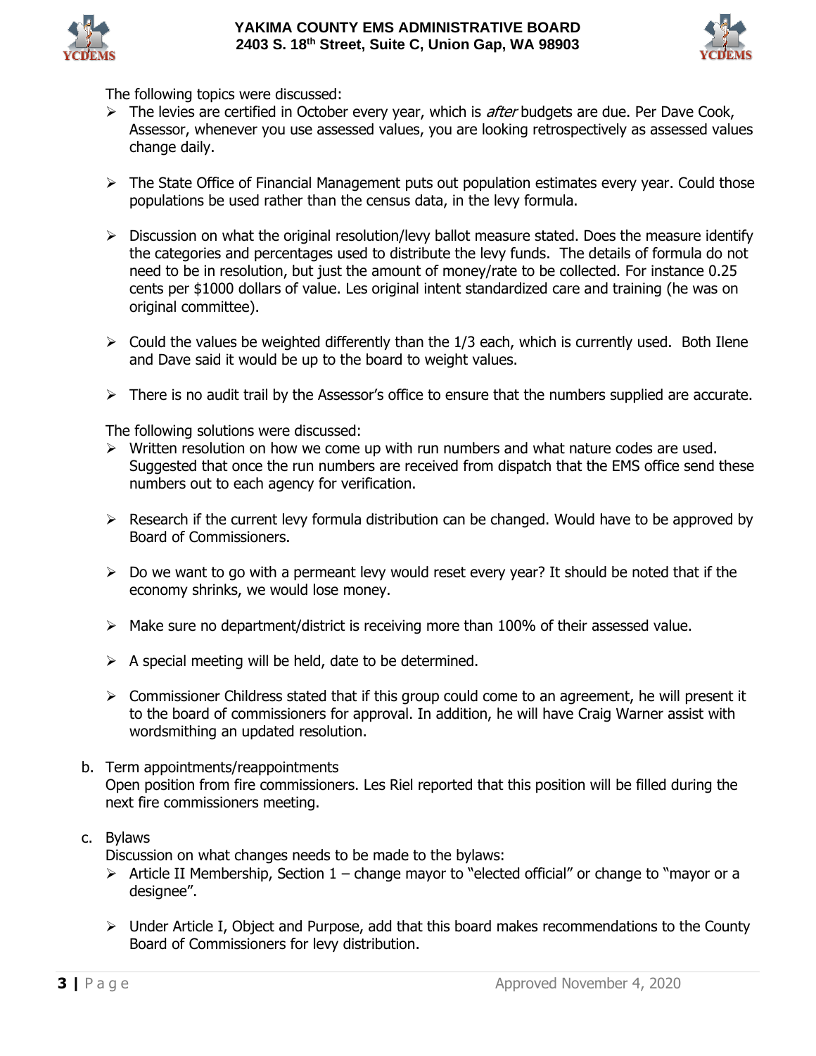The following topics were discussed:

- The levies are certified in October every year, which is *after* budgets are due. Per Dave Cook, Assessor, whenever you use assessed values, you are looking retrospectively as assessed values change daily.
- The State Office of Financial Management puts out population estimates every year. Could those populations be used rather than the census data, in the levy formula.
- Discussion on what the original resolution/levy ballot measure stated. Does the measure identify the categories and percentages used to distribute the levy funds. The details of formula do not need to be in resolution, but just the amount of money/rate to be collected. For instance 0.25 cents per $1000 dollars of value. Les original intent standardized care and training (he was on original committee).
- Could the values be weighted differently than the 1/3 each, which is currently used. Both Ilene and Dave said it would be up to the board to weight values.
- There is no audit trail by the Assessor's office to ensure that the numbers supplied are accurate.

The following solutions were discussed:

- Written resolution on how we come up with run numbers and what nature codes are used. Suggested that once the run numbers are received from dispatch that the EMS office send these numbers out to each agency for verification.
- Research if the current levy formula distribution can be changed. Would have to be approved by Board of Commissioners.
- Do we want to go with a permeant levy would reset every year? It should be noted that if the economy shrinks, we would lose money.
- Make sure no department/district is receiving more than 100% of their assessed value.
- A special meeting will be held, date to be determined.
- Commissioner Childress stated that if this group could come to an agreement, he will present it to the board of commissioners for approval. In addition, he will have Craig Warner assist with wordsmithing an updated resolution.

b. Term appointments/reappointments

Open position from fire commissioners. Les Riel reported that this position will be filled during the next fire commissioners meeting.

c. Bylaws

Discussion on what changes needs to be made to the bylaws:

- Article II Membership, Section 1 – change mayor to "elected official" or change to "mayor or a designee".
- Under Article I, Object and Purpose, add that this board makes recommendations to the County Board of Commissioners for levy distribution.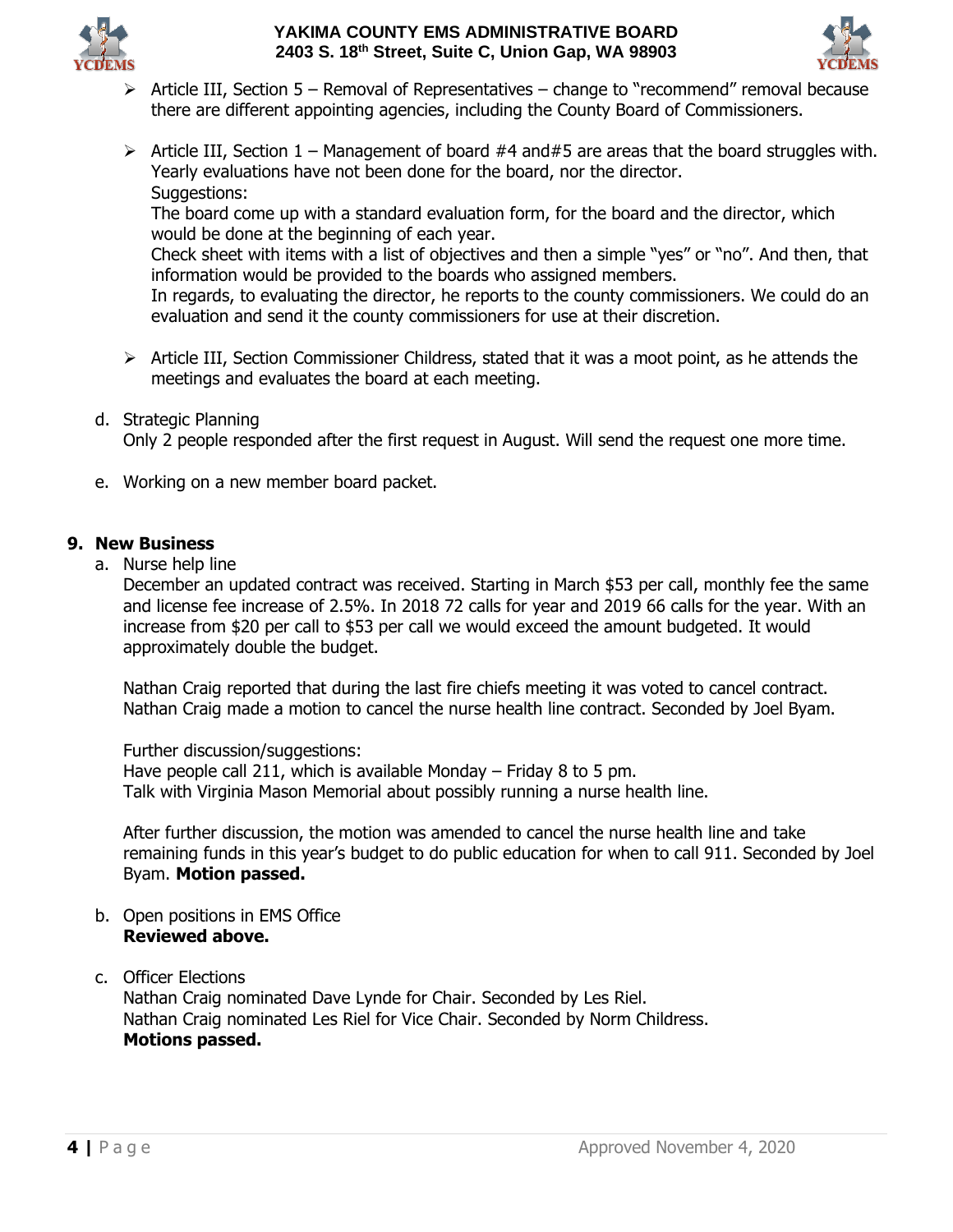- Article III, Section 5 – Removal of Representatives – change to "recommend" removal because there are different appointing agencies, including the County Board of Commissioners.

- Article III, Section 1 – Management of board #4 and#5 are areas that the board struggles with. Yearly evaluations have not been done for the board, nor the director.
  Suggestions:
  The board come up with a standard evaluation form, for the board and the director, which would be done at the beginning of each year.
  Check sheet with items with a list of objectives and then a simple "yes" or "no". And then, that information would be provided to the boards who assigned members.
  In regards, to evaluating the director, he reports to the county commissioners. We could do an evaluation and send it the county commissioners for use at their discretion.

- Article III, Section Commissioner Childress, stated that it was a moot point, as he attends the meetings and evaluates the board at each meeting.

d. Strategic Planning
   Only 2 people responded after the first request in August. Will send the request one more time.

e. Working on a new member board packet.

## 9. New Business

a. Nurse help line
   December an updated contract was received. Starting in March $53 per call, monthly fee the same and license fee increase of 2.5%. In 2018 72 calls for year and 2019 66 calls for the year. With an increase from $20 per call to $53 per call we would exceed the amount budgeted. It would approximately double the budget.

   Nathan Craig reported that during the last fire chiefs meeting it was voted to cancel contract. Nathan Craig made a motion to cancel the nurse health line contract. Seconded by Joel Byam.

   Further discussion/suggestions:
   Have people call 211, which is available Monday – Friday 8 to 5 pm.
   Talk with Virginia Mason Memorial about possibly running a nurse health line.

   After further discussion, the motion was amended to cancel the nurse health line and take remaining funds in this year's budget to do public education for when to call 911. Seconded by Joel Byam. **Motion passed.**

b. Open positions in EMS Office
   **Reviewed above.**

c. Officer Elections
   Nathan Craig nominated Dave Lynde for Chair. Seconded by Les Riel.
   Nathan Craig nominated Les Riel for Vice Chair. Seconded by Norm Childress.
   **Motions passed.**

Approved November 4, 2020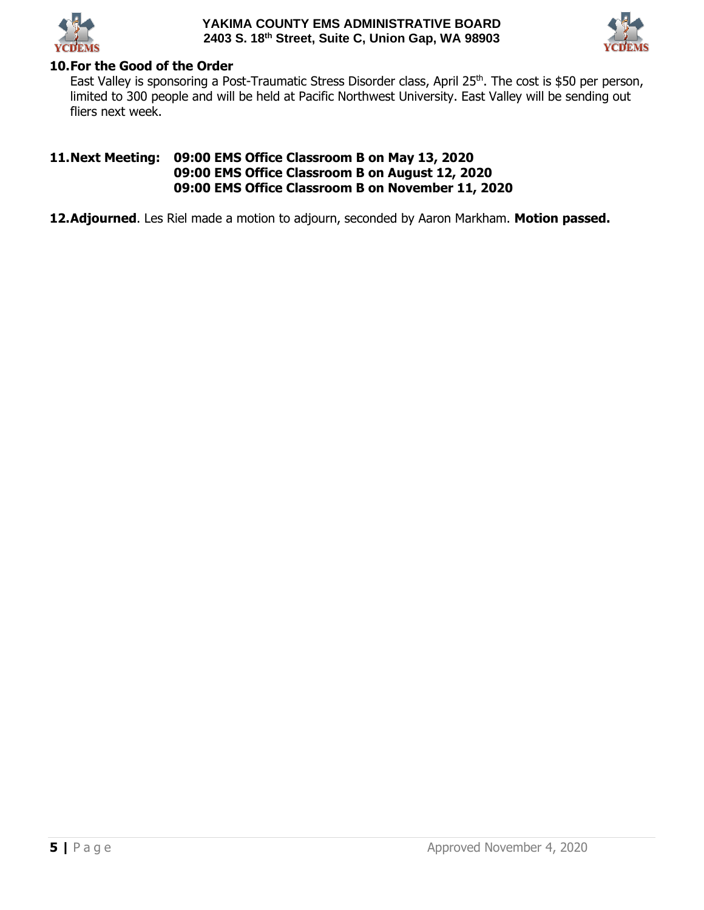## 10. For the Good of the Order

East Valley is sponsoring a Post-Traumatic Stress Disorder class, April 25th. The cost is $50 per person, limited to 300 people and will be held at Pacific Northwest University. East Valley will be sending out fliers next week.

## 11. Next Meeting:

**09:00 EMS Office Classroom B on May 13, 2020**
**09:00 EMS Office Classroom B on August 12, 2020**
**09:00 EMS Office Classroom B on November 11, 2020**

**12. Adjourned**. Les Riel made a motion to adjourn, seconded by Aaron Markham. **Motion passed.**

Approved November 4, 2020